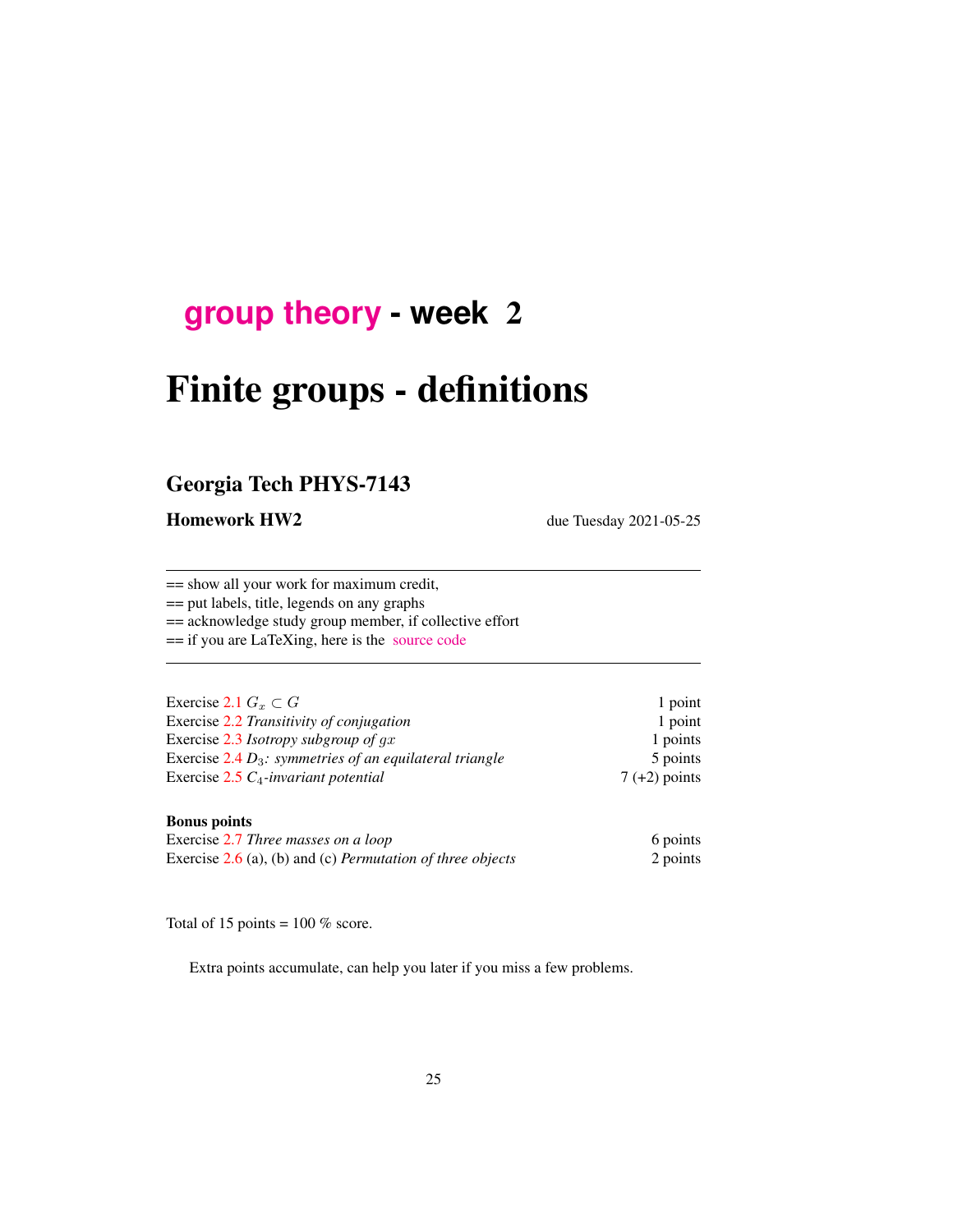# group theory - week 2

# Finite groups - definitions

## Georgia Tech PHYS-7143

**Homework HW2** due Tuesday 2021-05-25

== show all your work for maximum credit,
== put labels, title, legends on any graphs
== acknowledge study group member, if collective effort
== if you are LaTeXing, here is the source code

| | |
|---|---|
| Exercise 2.1 $G_x \subset G$ | 1 point |
| Exercise 2.2 *Transitivity of conjugation* | 1 point |
| Exercise 2.3 *Isotropy subgroup of* $gx$ | 1 points |
| Exercise 2.4 $D_3$*: symmetries of an equilateral triangle* | 5 points |
| Exercise 2.5 $C_4$*-invariant potential* | 7 (+2) points |

**Bonus points**

| | |
|---|---|
| Exercise 2.7 *Three masses on a loop* | 6 points |
| Exercise 2.6 (a), (b) and (c) *Permutation of three objects* | 2 points |

Total of 15 points = 100 % score.

Extra points accumulate, can help you later if you miss a few problems.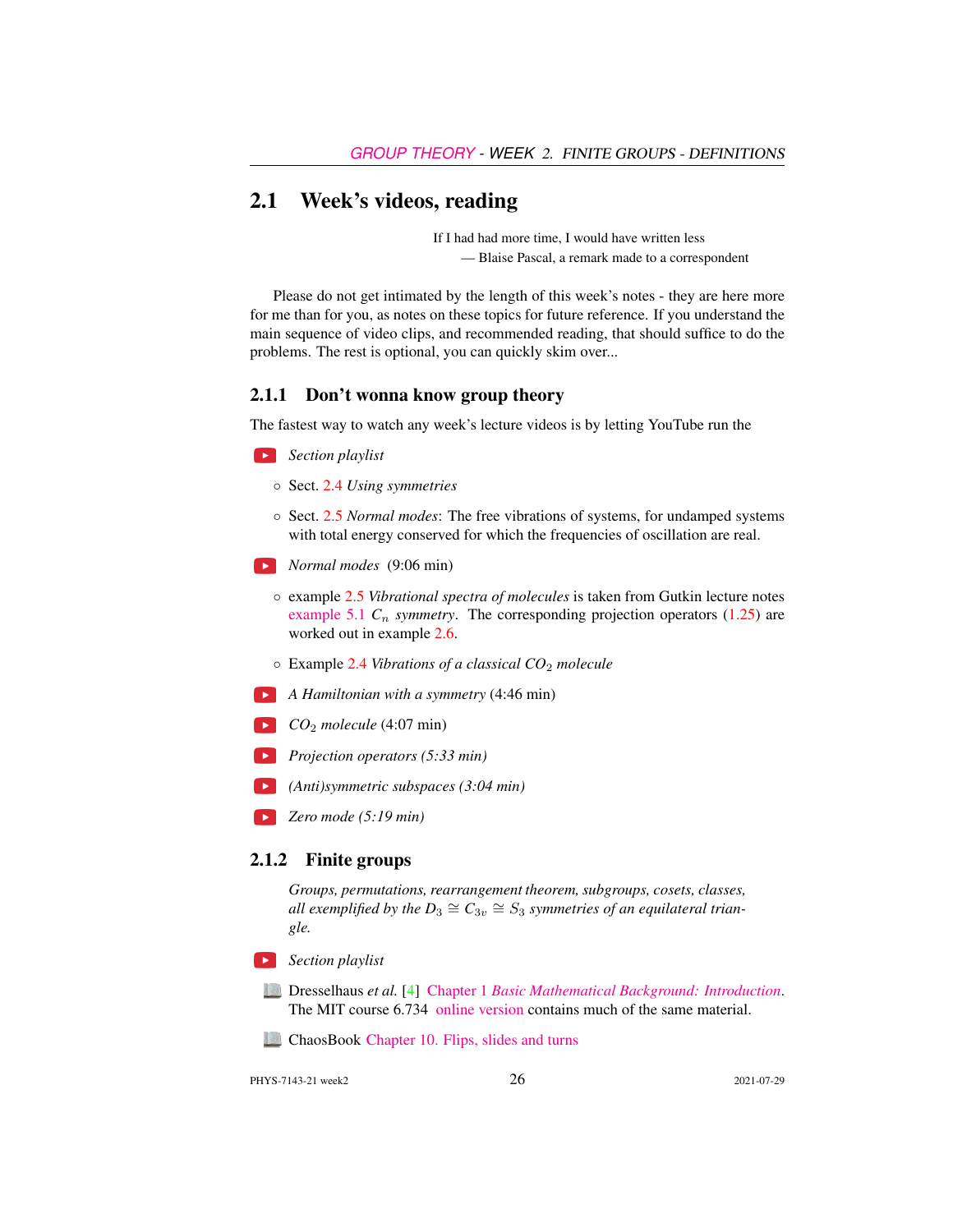## 2.1 Week's videos, reading

If I had had more time, I would have written less
— Blaise Pascal, a remark made to a correspondent

Please do not get intimated by the length of this week's notes - they are here more for me than for you, as notes on these topics for future reference. If you understand the main sequence of video clips, and recommended reading, that should suffice to do the problems. The rest is optional, you can quickly skim over...

### 2.1.1 Don't wonna know group theory

The fastest way to watch any week's lecture videos is by letting YouTube run the

- *Section playlist*
  - Sect. 2.4 *Using symmetries*
  - Sect. 2.5 *Normal modes*: The free vibrations of systems, for undamped systems with total energy conserved for which the frequencies of oscillation are real.
- *Normal modes* (9:06 min)
  - example 2.5 *Vibrational spectra of molecules* is taken from Gutkin lecture notes example 5.1 *$C_n$ symmetry*. The corresponding projection operators (1.25) are worked out in example 2.6.
  - Example 2.4 *Vibrations of a classical $CO_2$ molecule*
- *A Hamiltonian with a symmetry* (4:46 min)
- *$CO_2$ molecule* (4:07 min)
- *Projection operators (5:33 min)*
- *(Anti)symmetric subspaces (3:04 min)*
- *Zero mode (5:19 min)*

### 2.1.2 Finite groups

*Groups, permutations, rearrangement theorem, subgroups, cosets, classes, all exemplified by the $D_3 \cong C_{3v} \cong S_3$ symmetries of an equilateral triangle.*

- *Section playlist*
- Dresselhaus *et al.* [4] Chapter 1 *Basic Mathematical Background: Introduction*. The MIT course 6.734 online version contains much of the same material.
- ChaosBook Chapter 10. Flips, slides and turns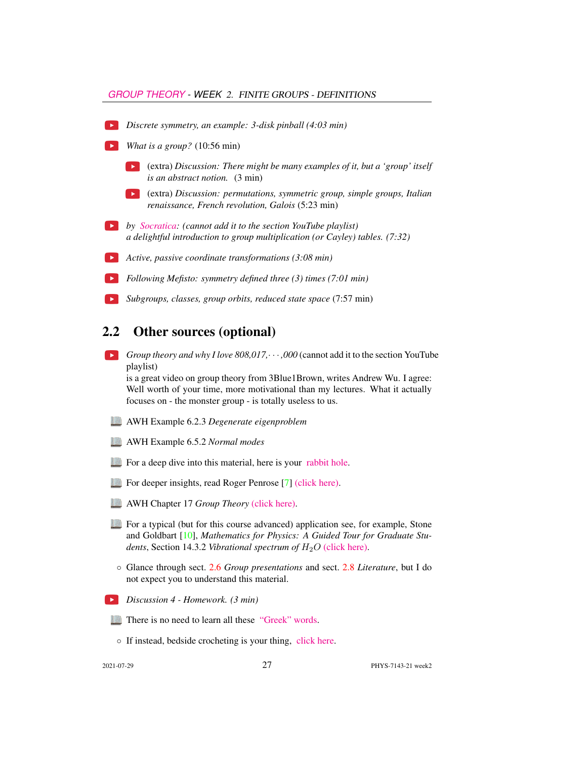- *Discrete symmetry, an example: 3-disk pinball (4:03 min)*

- *What is a group?* (10:56 min)

  - (extra) *Discussion: There might be many examples of it, but a 'group' itself is an abstract notion.* (3 min)

  - (extra) *Discussion: permutations, symmetric group, simple groups, Italian renaissance, French revolution, Galois* (5:23 min)

- *by Socratica: (cannot add it to the section YouTube playlist) a delightful introduction to group multiplication (or Cayley) tables. (7:32)*

- *Active, passive coordinate transformations (3:08 min)*

- *Following Mefisto: symmetry defined three (3) times (7:01 min)*

- *Subgroups, classes, group orbits, reduced state space* (7:57 min)

## 2.2 Other sources (optional)

- *Group theory and why I love 808,017,· · · ,000* (cannot add it to the section YouTube playlist) is a great video on group theory from 3Blue1Brown, writes Andrew Wu. I agree: Well worth of your time, more motivational than my lectures. What it actually focuses on - the monster group - is totally useless to us.

- AWH Example 6.2.3 *Degenerate eigenproblem*

- AWH Example 6.5.2 *Normal modes*

- For a deep dive into this material, here is your rabbit hole.

- For deeper insights, read Roger Penrose [7] (click here).

- AWH Chapter 17 *Group Theory* (click here).

- For a typical (but for this course advanced) application see, for example, Stone and Goldbart [10], *Mathematics for Physics: A Guided Tour for Graduate Students*, Section 14.3.2 *Vibrational spectrum of $H_2O$* (click here).

- Glance through sect. 2.6 *Group presentations* and sect. 2.8 *Literature*, but I do not expect you to understand this material.

- *Discussion 4 - Homework. (3 min)*

- There is no need to learn all these "Greek" words.

- If instead, bedside crocheting is your thing, click here.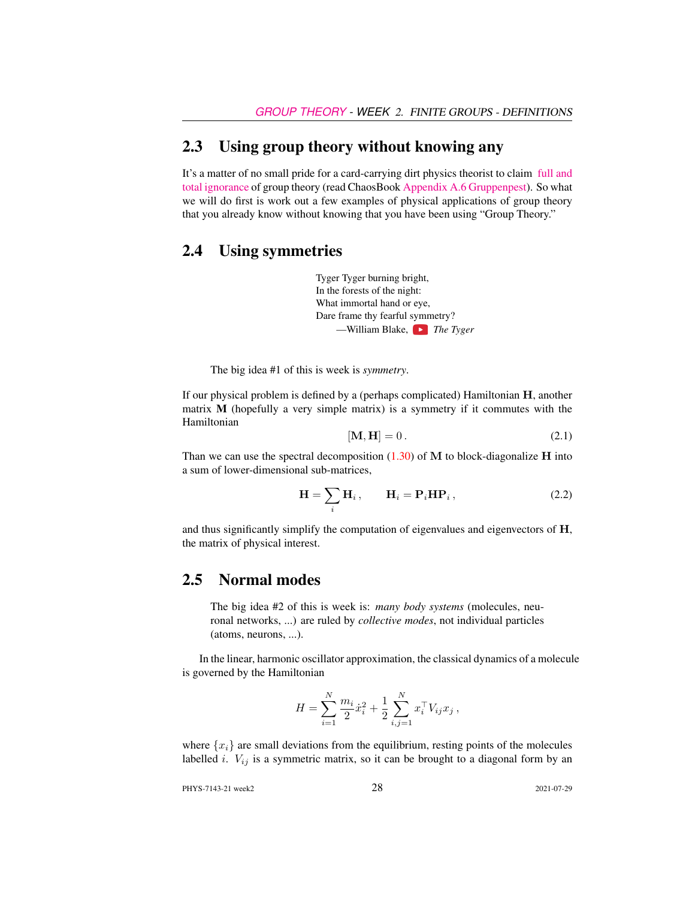## 2.3 Using group theory without knowing any

It's a matter of no small pride for a card-carrying dirt physics theorist to claim full and total ignorance of group theory (read ChaosBook Appendix A.6 Gruppenpest). So what we will do first is work out a few examples of physical applications of group theory that you already know without knowing that you have been using "Group Theory."

## 2.4 Using symmetries

> Tyger Tyger burning bright,
> In the forests of the night:
> What immortal hand or eye,
> Dare frame thy fearful symmetry?
> —William Blake, *The Tyger*

The big idea #1 of this is week is *symmetry*.

If our physical problem is defined by a (perhaps complicated) Hamiltonian $\mathbf{H}$, another matrix $\mathbf{M}$ (hopefully a very simple matrix) is a symmetry if it commutes with the Hamiltonian

$$[\mathbf{M}, \mathbf{H}] = 0\,. \tag{2.1}$$

Than we can use the spectral decomposition (1.30) of $\mathbf{M}$ to block-diagonalize $\mathbf{H}$ into a sum of lower-dimensional sub-matrices,

$$\mathbf{H} = \sum_i \mathbf{H}_i\,, \qquad \mathbf{H}_i = \mathbf{P}_i \mathbf{H} \mathbf{P}_i\,, \tag{2.2}$$

and thus significantly simplify the computation of eigenvalues and eigenvectors of $\mathbf{H}$, the matrix of physical interest.

## 2.5 Normal modes

> The big idea #2 of this is week is: *many body systems* (molecules, neuronal networks, ...) are ruled by *collective modes*, not individual particles (atoms, neurons, ...).

In the linear, harmonic oscillator approximation, the classical dynamics of a molecule is governed by the Hamiltonian

$$H = \sum_{i=1}^{N} \frac{m_i}{2} \dot{x}_i^2 + \frac{1}{2} \sum_{i,j=1}^{N} x_i^\top V_{ij} x_j\,,$$

where $\{x_i\}$ are small deviations from the equilibrium, resting points of the molecules labelled $i$. $V_{ij}$ is a symmetric matrix, so it can be brought to a diagonal form by an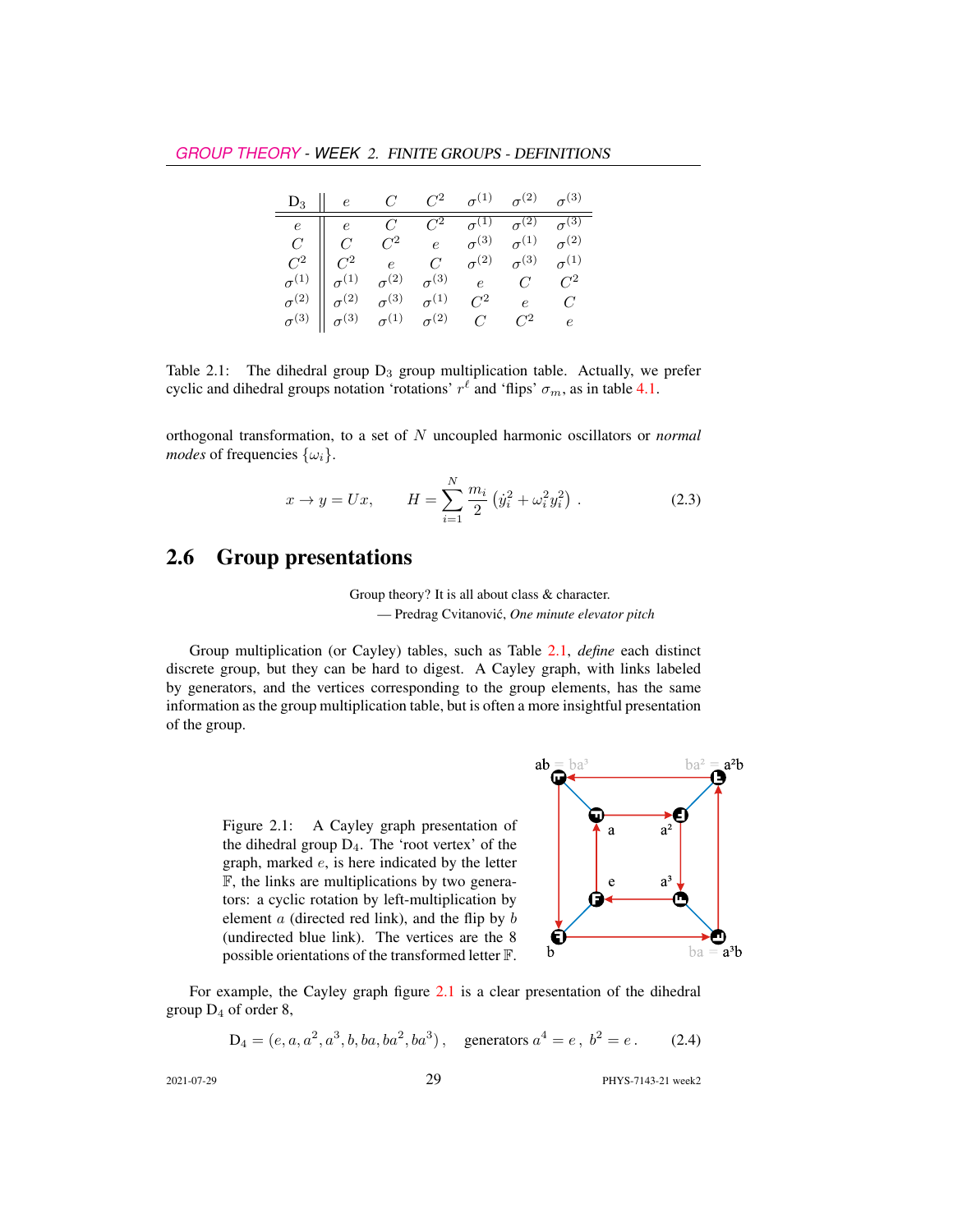| $D_3$ | $e$ | $C$ | $C^2$ | $\sigma^{(1)}$ | $\sigma^{(2)}$ | $\sigma^{(3)}$ |
|---|---|---|---|---|---|---|
| $e$ | $e$ | $C$ | $C^2$ | $\sigma^{(1)}$ | $\sigma^{(2)}$ | $\sigma^{(3)}$ |
| $C$ | $C$ | $C^2$ | $e$ | $\sigma^{(3)}$ | $\sigma^{(1)}$ | $\sigma^{(2)}$ |
| $C^2$ | $C^2$ | $e$ | $C$ | $\sigma^{(2)}$ | $\sigma^{(3)}$ | $\sigma^{(1)}$ |
| $\sigma^{(1)}$ | $\sigma^{(1)}$ | $\sigma^{(2)}$ | $\sigma^{(3)}$ | $e$ | $C$ | $C^2$ |
| $\sigma^{(2)}$ | $\sigma^{(2)}$ | $\sigma^{(3)}$ | $\sigma^{(1)}$ | $C^2$ | $e$ | $C$ |
| $\sigma^{(3)}$ | $\sigma^{(3)}$ | $\sigma^{(1)}$ | $\sigma^{(2)}$ | $C$ | $C^2$ | $e$ |

Table 2.1: The dihedral group $D_3$ group multiplication table. Actually, we prefer cyclic and dihedral groups notation 'rotations' $r^\ell$ and 'flips' $\sigma_m$, as in table 4.1.

orthogonal transformation, to a set of $N$ uncoupled harmonic oscillators or *normal modes* of frequencies $\{\omega_i\}$.

$$x \to y = Ux, \qquad H = \sum_{i=1}^{N} \frac{m_i}{2} \left( \dot{y}_i^2 + \omega_i^2 y_i^2 \right) . \tag{2.3}$$

## 2.6 Group presentations

Group theory? It is all about class & character.
— Predrag Cvitanović, *One minute elevator pitch*

Group multiplication (or Cayley) tables, such as Table 2.1, *define* each distinct discrete group, but they can be hard to digest. A Cayley graph, with links labeled by generators, and the vertices corresponding to the group elements, has the same information as the group multiplication table, but is often a more insightful presentation of the group.

Figure 2.1: A Cayley graph presentation of the dihedral group $D_4$. The 'root vertex' of the graph, marked $e$, is here indicated by the letter $\mathbb{F}$, the links are multiplications by two generators: a cyclic rotation by left-multiplication by element $a$ (directed red link), and the flip by $b$ (undirected blue link). The vertices are the 8 possible orientations of the transformed letter $\mathbb{F}$.

For example, the Cayley graph figure 2.1 is a clear presentation of the dihedral group $D_4$ of order 8,

$$D_4 = (e, a, a^2, a^3, b, ba, ba^2, ba^3) , \quad \text{generators } a^4 = e \,, \; b^2 = e \,. \tag{2.4}$$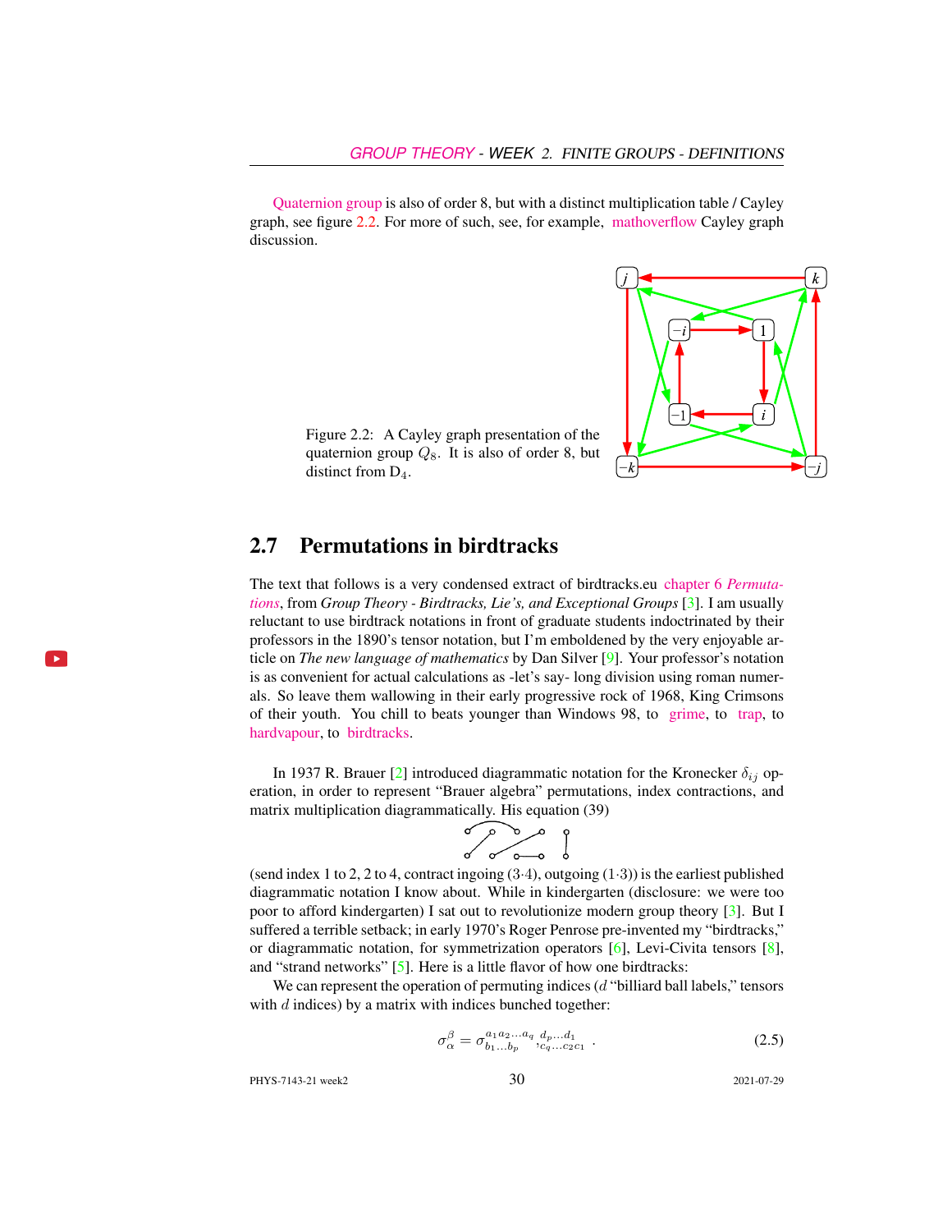Quaternion group is also of order 8, but with a distinct multiplication table / Cayley graph, see figure 2.2. For more of such, see, for example, mathoverflow Cayley graph discussion.

Figure 2.2: A Cayley graph presentation of the quaternion group $Q_8$. It is also of order 8, but distinct from $\mathrm{D}_4$.

## 2.7 Permutations in birdtracks

The text that follows is a very condensed extract of birdtracks.eu chapter 6 *Permutations*, from *Group Theory - Birdtracks, Lie's, and Exceptional Groups* [3]. I am usually reluctant to use birdtrack notations in front of graduate students indoctrinated by their professors in the 1890's tensor notation, but I'm emboldened by the very enjoyable article on *The new language of mathematics* by Dan Silver [9]. Your professor's notation is as convenient for actual calculations as -let's say- long division using roman numerals. So leave them wallowing in their early progressive rock of 1968, King Crimsons of their youth. You chill to beats younger than Windows 98, to grime, to trap, to hardvapour, to birdtracks.

In 1937 R. Brauer [2] introduced diagrammatic notation for the Kronecker $\delta_{ij}$ operation, in order to represent "Brauer algebra" permutations, index contractions, and matrix multiplication diagrammatically. His equation (39)

(send index 1 to 2, 2 to 4, contract ingoing (3·4), outgoing (1·3)) is the earliest published diagrammatic notation I know about. While in kindergarten (disclosure: we were too poor to afford kindergarten) I sat out to revolutionize modern group theory [3]. But I suffered a terrible setback; in early 1970's Roger Penrose pre-invented my "birdtracks," or diagrammatic notation, for symmetrization operators [6], Levi-Civita tensors [8], and "strand networks" [5]. Here is a little flavor of how one birdtracks:

We can represent the operation of permuting indices ($d$ "billiard ball labels," tensors with $d$ indices) by a matrix with indices bunched together:

$$\sigma_\alpha^\beta = \sigma_{b_1 \ldots b_p}^{a_1 a_2 \ldots a_q}{}_{,c_q \ldots c_2 c_1}^{d_p \ldots d_1} \,. \tag{2.5}$$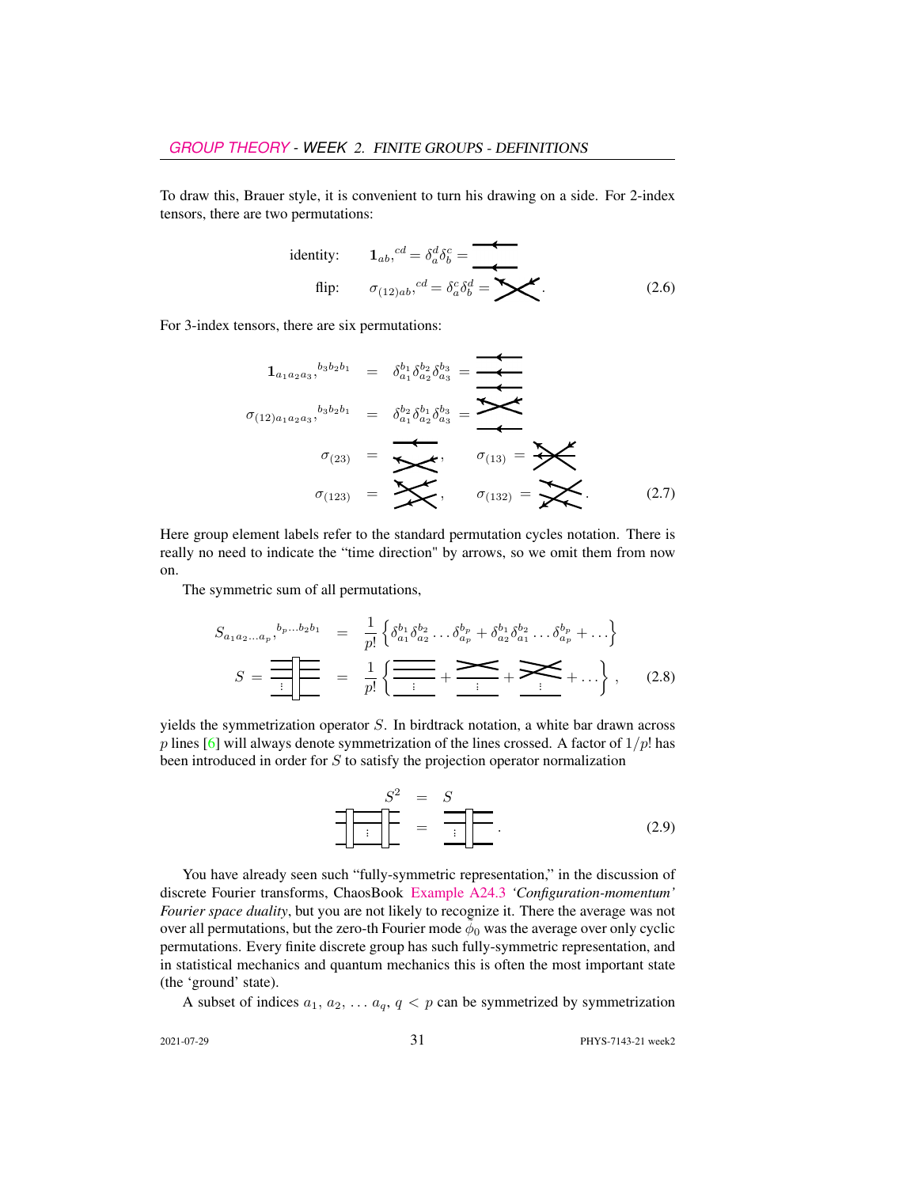To draw this, Brauer style, it is convenient to turn his drawing on a side. For 2-index tensors, there are two permutations:

$$
\begin{aligned}
\text{identity:} \qquad & \mathbf{1}_{ab},^{cd} = \delta_a^d \delta_b^c = \\
\text{flip:} \qquad & \sigma_{(12)ab},^{cd} = \delta_a^c \delta_b^d = \, .
\end{aligned}
\tag{2.6}
$$

For 3-index tensors, there are six permutations:

$$
\begin{aligned}
\mathbf{1}_{a_1a_2a_3},^{b_3b_2b_1} &= \delta_{a_1}^{b_1}\delta_{a_2}^{b_2}\delta_{a_3}^{b_3} = \\
\sigma_{(12)a_1a_2a_3},^{b_3b_2b_1} &= \delta_{a_1}^{b_2}\delta_{a_2}^{b_1}\delta_{a_3}^{b_3} = \\
\sigma_{(23)} &= \quad , \qquad \sigma_{(13)} = \\
\sigma_{(123)} &= \quad , \qquad \sigma_{(132)} = \quad .
\end{aligned}
\tag{2.7}
$$

Here group element labels refer to the standard permutation cycles notation. There is really no need to indicate the "time direction" by arrows, so we omit them from now on.

The symmetric sum of all permutations,

$$
\begin{aligned}
S_{a_1a_2\ldots a_p},^{b_p\ldots b_2b_1} &= \frac{1}{p!}\left\{\delta_{a_1}^{b_1}\delta_{a_2}^{b_2}\ldots\delta_{a_p}^{b_p} + \delta_{a_2}^{b_1}\delta_{a_1}^{b_2}\ldots\delta_{a_p}^{b_p} + \ldots\right\} \\
S = &= \frac{1}{p!}\left\{ \quad + \quad + \quad + \ldots\right\} ,
\end{aligned}
\tag{2.8}
$$

yields the symmetrization operator $S$. In birdtrack notation, a white bar drawn across $p$ lines [6] will always denote symmetrization of the lines crossed. A factor of $1/p!$ has been introduced in order for $S$ to satisfy the projection operator normalization

$$
\begin{aligned}
S^2 &= S \\
&= \quad .
\end{aligned}
\tag{2.9}
$$

You have already seen such "fully-symmetric representation," in the discussion of discrete Fourier transforms, ChaosBook Example A24.3 *'Configuration-momentum' Fourier space duality*, but you are not likely to recognize it. There the average was not over all permutations, but the zero-th Fourier mode $\tilde{\phi}_0$ was the average over only cyclic permutations. Every finite discrete group has such fully-symmetric representation, and in statistical mechanics and quantum mechanics this is often the most important state (the 'ground' state).

A subset of indices $a_1, a_2, \ldots a_q$, $q < p$ can be symmetrized by symmetrization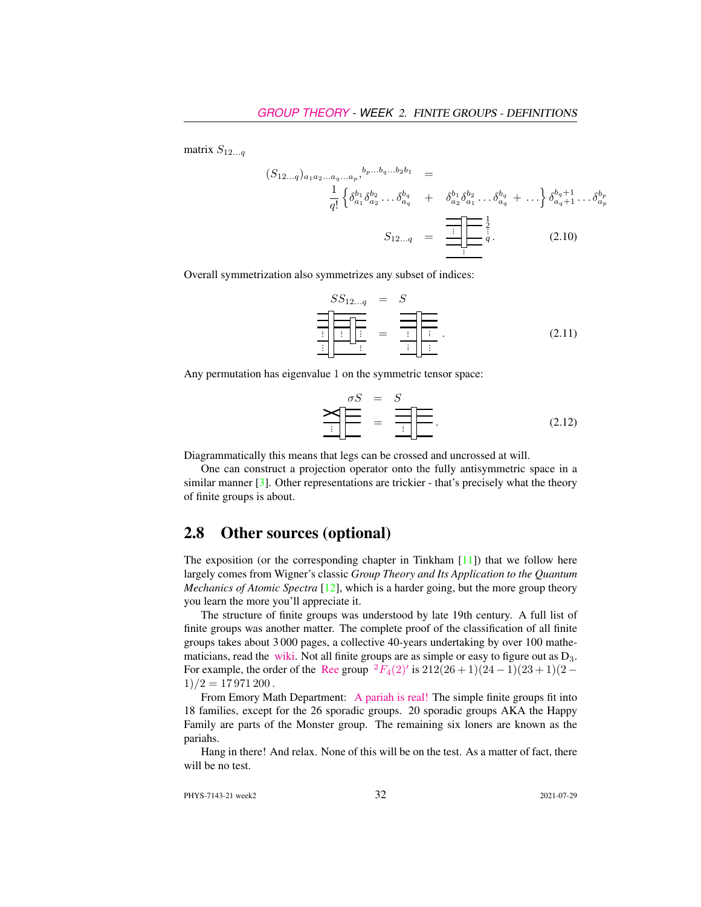matrix $S_{12\ldots q}$

$$
\begin{aligned}
(S_{12\ldots q})_{a_1 a_2 \ldots a_q \ldots a_p},{}^{b_p \ldots b_q \ldots b_2 b_1} &= \\
&\frac{1}{q!}\left\{\delta_{a_1}^{b_1}\delta_{a_2}^{b_2}\ldots\delta_{a_q}^{b_q} + \delta_{a_2}^{b_1}\delta_{a_1}^{b_2}\ldots\delta_{a_q}^{b_q} + \ldots\right\}\delta_{a_q+1}^{b_q+1}\ldots\delta_{a_p}^{b_p} \\
S_{12\ldots q} &= \quad . \qquad (2.10)
\end{aligned}
$$

Overall symmetrization also symmetrizes any subset of indices:

$$
\begin{aligned}
SS_{12\ldots q} &= S \\
&= \quad . \qquad (2.11)
\end{aligned}
$$

Any permutation has eigenvalue 1 on the symmetric tensor space:

$$
\begin{aligned}
\sigma S &= S \\
&= \quad . \qquad (2.12)
\end{aligned}
$$

Diagrammatically this means that legs can be crossed and uncrossed at will.

One can construct a projection operator onto the fully antisymmetric space in a similar manner [3]. Other representations are trickier - that's precisely what the theory of finite groups is about.

## 2.8 Other sources (optional)

The exposition (or the corresponding chapter in Tinkham [11]) that we follow here largely comes from Wigner's classic *Group Theory and Its Application to the Quantum Mechanics of Atomic Spectra* [12], which is a harder going, but the more group theory you learn the more you'll appreciate it.

The structure of finite groups was understood by late 19th century. A full list of finite groups was another matter. The complete proof of the classification of all finite groups takes about 3 000 pages, a collective 40-years undertaking by over 100 mathematicians, read the wiki. Not all finite groups are as simple or easy to figure out as $D_3$. For example, the order of the Ree group ${}^2F_4(2)'$ is $212(26+1)(24-1)(23+1)(2-1)/2 = 17\,971\,200$ .

From Emory Math Department: A pariah is real! The simple finite groups fit into 18 families, except for the 26 sporadic groups. 20 sporadic groups AKA the Happy Family are parts of the Monster group. The remaining six loners are known as the pariahs.

Hang in there! And relax. None of this will be on the test. As a matter of fact, there will be no test.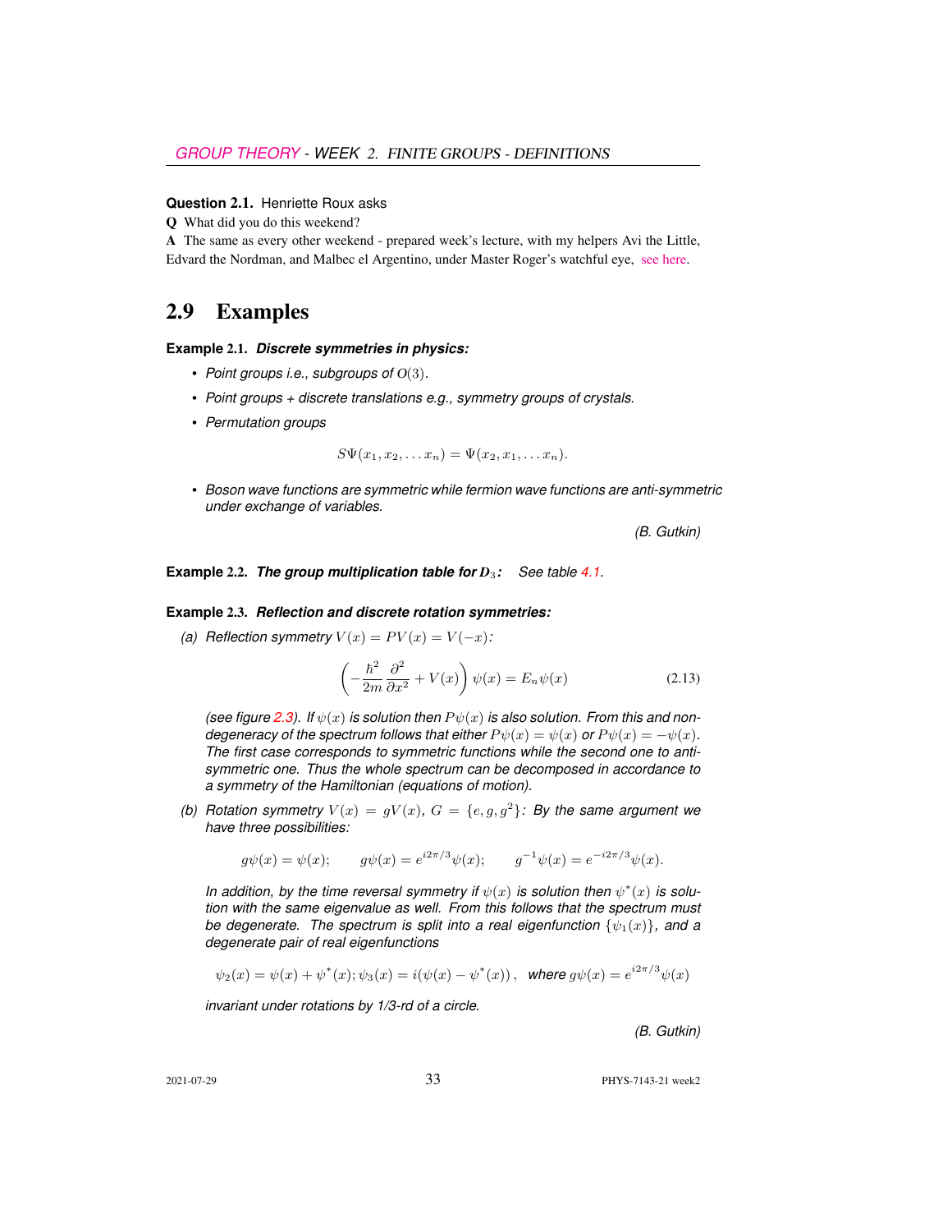**Question 2.1.** Henriette Roux asks

**Q** What did you do this weekend?

**A** The same as every other weekend - prepared week's lecture, with my helpers Avi the Little, Edvard the Nordman, and Malbec el Argentino, under Master Roger's watchful eye, see here.

## 2.9 Examples

**Example 2.1.** ***Discrete symmetries in physics:***

- *Point groups i.e., subgroups of* $O(3)$.
- *Point groups + discrete translations e.g., symmetry groups of crystals.*
- *Permutation groups*

$$S\Psi(x_1, x_2, \ldots x_n) = \Psi(x_2, x_1, \ldots x_n).$$

- *Boson wave functions are symmetric while fermion wave functions are anti-symmetric under exchange of variables.*

*(B. Gutkin)*

**Example 2.2.** ***The group multiplication table for*** $D_3$***:*** *See table 4.1.*

**Example 2.3.** ***Reflection and discrete rotation symmetries:***

*(a) Reflection symmetry* $V(x) = PV(x) = V(-x)$*:*

$$\left(-\frac{\hbar^2}{2m}\frac{\partial^2}{\partial x^2} + V(x)\right)\psi(x) = E_n\psi(x) \tag{2.13}$$

*(see figure 2.3). If* $\psi(x)$ *is solution then* $P\psi(x)$ *is also solution. From this and non-degeneracy of the spectrum follows that either* $P\psi(x) = \psi(x)$ *or* $P\psi(x) = -\psi(x)$*. The first case corresponds to symmetric functions while the second one to anti-symmetric one. Thus the whole spectrum can be decomposed in accordance to a symmetry of the Hamiltonian (equations of motion).*

*(b) Rotation symmetry* $V(x) = gV(x)$*,* $G = \{e, g, g^2\}$*: By the same argument we have three possibilities:*

$$g\psi(x) = \psi(x); \qquad g\psi(x) = e^{i2\pi/3}\psi(x); \qquad g^{-1}\psi(x) = e^{-i2\pi/3}\psi(x).$$

*In addition, by the time reversal symmetry if* $\psi(x)$ *is solution then* $\psi^*(x)$ *is solution with the same eigenvalue as well. From this follows that the spectrum must be degenerate. The spectrum is split into a real eigenfunction* $\{\psi_1(x)\}$*, and a degenerate pair of real eigenfunctions*

$$\psi_2(x) = \psi(x) + \psi^*(x); \psi_3(x) = i(\psi(x) - \psi^*(x)), \text{ where } g\psi(x) = e^{i2\pi/3}\psi(x)$$

*invariant under rotations by 1/3-rd of a circle.*

*(B. Gutkin)*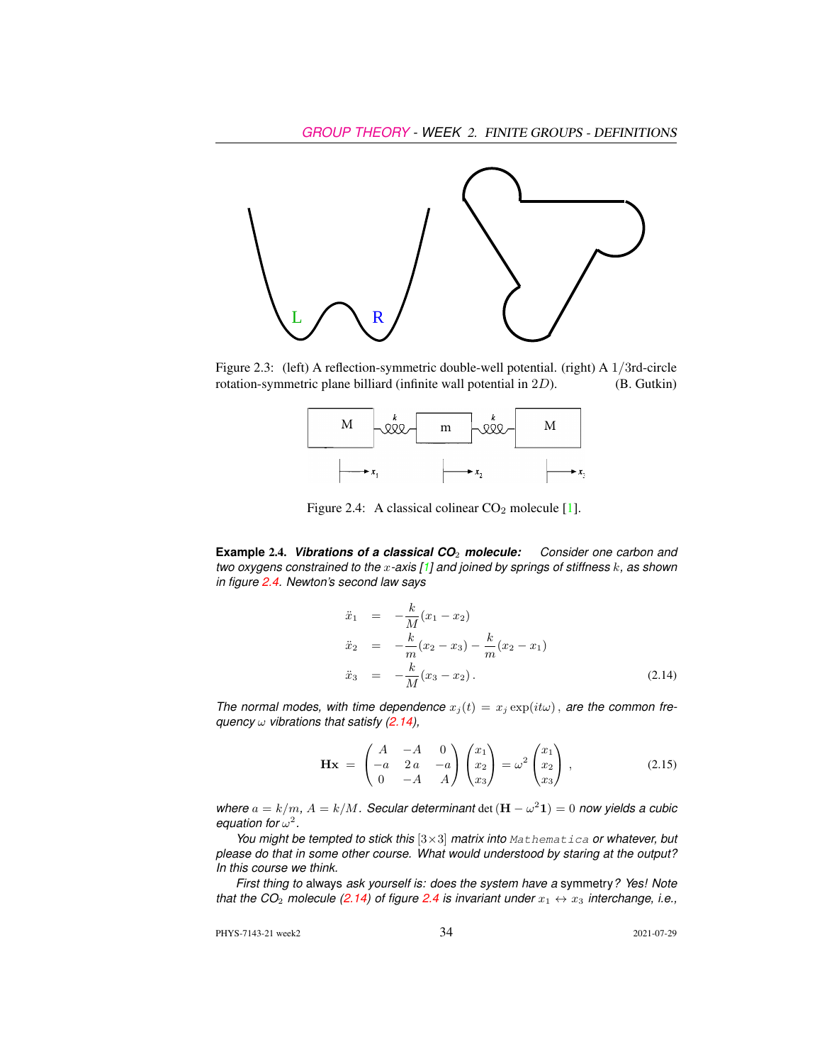Figure 2.3: (left) A reflection-symmetric double-well potential. (right) A $1/3$rd-circle rotation-symmetric plane billiard (infinite wall potential in $2D$). (B. Gutkin)

Figure 2.4: A classical colinear $CO_2$ molecule [1].

**Example 2.4.** ***Vibrations of a classical $CO_2$ molecule:*** *Consider one carbon and two oxygens constrained to the $x$-axis [1] and joined by springs of stiffness $k$, as shown in figure 2.4. Newton's second law says*

$$
\begin{aligned}
\ddot{x}_1 &= -\frac{k}{M}(x_1 - x_2) \\
\ddot{x}_2 &= -\frac{k}{m}(x_2 - x_3) - \frac{k}{m}(x_2 - x_1) \\
\ddot{x}_3 &= -\frac{k}{M}(x_3 - x_2)\,.
\end{aligned}
\tag{2.14}
$$

*The normal modes, with time dependence $x_j(t) = x_j \exp(it\omega)$, are the common frequency $\omega$ vibrations that satisfy (2.14),*

$$
\mathbf{H}\mathbf{x} = \begin{pmatrix} A & -A & 0 \\ -a & 2\,a & -a \\ 0 & -A & A \end{pmatrix} \begin{pmatrix} x_1 \\ x_2 \\ x_3 \end{pmatrix} = \omega^2 \begin{pmatrix} x_1 \\ x_2 \\ x_3 \end{pmatrix} ,
\tag{2.15}
$$

*where $a = k/m$, $A = k/M$. Secular determinant* $\det(\mathbf{H} - \omega^2 \mathbf{1}) = 0$ *now yields a cubic equation for $\omega^2$.*

*You might be tempted to stick this $[3\times3]$ matrix into `Mathematica` or whatever, but please do that in some other course. What would understood by staring at the output? In this course we think.*

*First thing to* always *ask yourself is: does the system have a* symmetry*? Yes! Note that the $CO_2$ molecule (2.14) of figure 2.4 is invariant under $x_1 \leftrightarrow x_3$ interchange, i.e.,*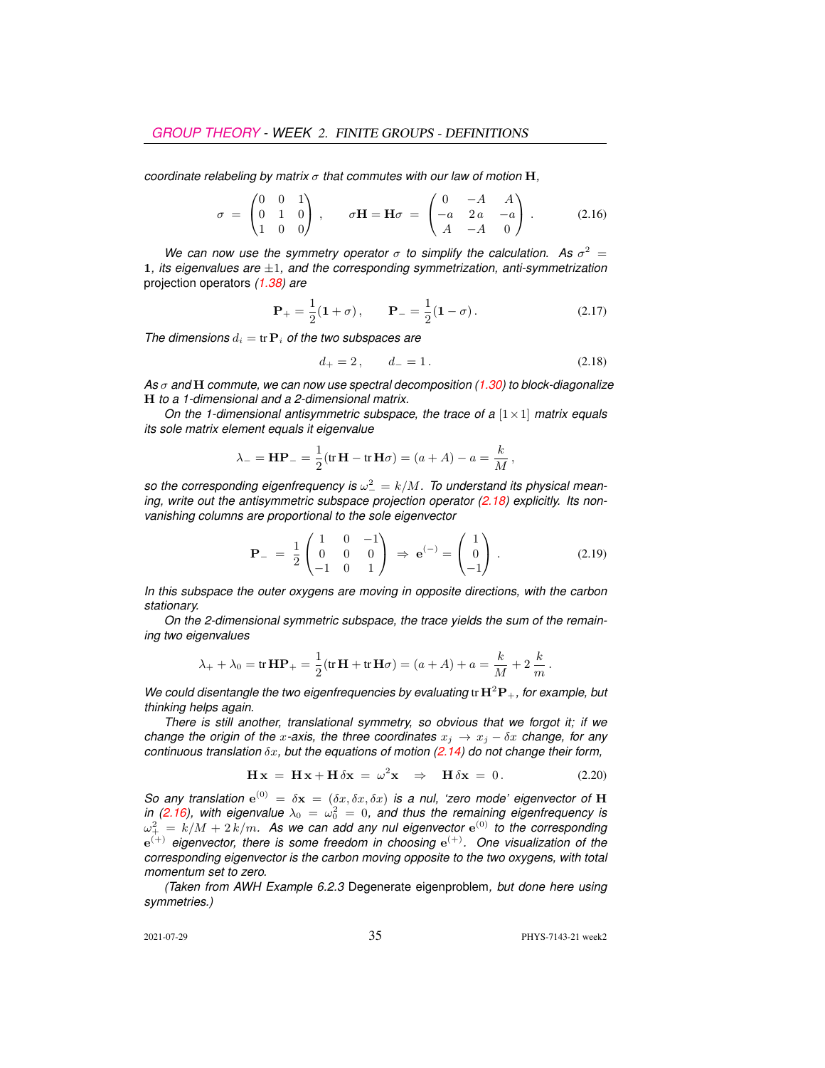*coordinate relabeling by matrix $\sigma$ that commutes with our law of motion $\mathbf{H}$,*

$$\sigma = \begin{pmatrix} 0 & 0 & 1 \\ 0 & 1 & 0 \\ 1 & 0 & 0 \end{pmatrix}, \qquad \sigma \mathbf{H} = \mathbf{H} \sigma = \begin{pmatrix} 0 & -A & A \\ -a & 2\,a & -a \\ A & -A & 0 \end{pmatrix}. \tag{2.16}$$

*We can now use the symmetry operator $\sigma$ to simplify the calculation. As $\sigma^2 = \mathbf{1}$, its eigenvalues are $\pm 1$, and the corresponding symmetrization, anti-symmetrization* projection operators *(1.38) are*

$$\mathbf{P}_{+} = \frac{1}{2}(\mathbf{1} + \sigma), \qquad \mathbf{P}_{-} = \frac{1}{2}(\mathbf{1} - \sigma). \tag{2.17}$$

*The dimensions $d_i = \operatorname{tr} \mathbf{P}_i$ of the two subspaces are*

$$d_{+} = 2, \qquad d_{-} = 1. \tag{2.18}$$

*As $\sigma$ and $\mathbf{H}$ commute, we can now use spectral decomposition (1.30) to block-diagonalize $\mathbf{H}$ to a 1-dimensional and a 2-dimensional matrix.*

*On the 1-dimensional antisymmetric subspace, the trace of a $[1 \times 1]$ matrix equals its sole matrix element equals it eigenvalue*

$$\lambda_{-} = \mathbf{H}\mathbf{P}_{-} = \frac{1}{2}(\operatorname{tr} \mathbf{H} - \operatorname{tr} \mathbf{H}\sigma) = (a + A) - a = \frac{k}{M},$$

*so the corresponding eigenfrequency is $\omega_{-}^2 = k/M$. To understand its physical meaning, write out the antisymmetric subspace projection operator (2.18) explicitly. Its non-vanishing columns are proportional to the sole eigenvector*

$$\mathbf{P}_{-} = \frac{1}{2} \begin{pmatrix} 1 & 0 & -1 \\ 0 & 0 & 0 \\ -1 & 0 & 1 \end{pmatrix} \Rightarrow \mathbf{e}^{(-)} = \begin{pmatrix} 1 \\ 0 \\ -1 \end{pmatrix}. \tag{2.19}$$

*In this subspace the outer oxygens are moving in opposite directions, with the carbon stationary.*

*On the 2-dimensional symmetric subspace, the trace yields the sum of the remaining two eigenvalues*

$$\lambda_{+} + \lambda_{0} = \operatorname{tr} \mathbf{H}\mathbf{P}_{+} = \frac{1}{2}(\operatorname{tr} \mathbf{H} + \operatorname{tr} \mathbf{H}\sigma) = (a + A) + a = \frac{k}{M} + 2\,\frac{k}{m}.$$

*We could disentangle the two eigenfrequencies by evaluating $\operatorname{tr} \mathbf{H}^2 \mathbf{P}_{+}$, for example, but thinking helps again.*

*There is still another, translational symmetry, so obvious that we forgot it; if we change the origin of the $x$-axis, the three coordinates $x_j \to x_j - \delta x$ change, for any continuous translation $\delta x$, but the equations of motion (2.14) do not change their form,*

$$\mathbf{H}\,\mathbf{x} = \mathbf{H}\,\mathbf{x} + \mathbf{H}\,\delta\mathbf{x} = \omega^2 \mathbf{x} \quad \Rightarrow \quad \mathbf{H}\,\delta\mathbf{x} = 0. \tag{2.20}$$

*So any translation $\mathbf{e}^{(0)} = \delta\mathbf{x} = (\delta x, \delta x, \delta x)$ is a nul, 'zero mode' eigenvector of $\mathbf{H}$ in (2.16), with eigenvalue $\lambda_0 = \omega_0^2 = 0$, and thus the remaining eigenfrequency is $\omega_{+}^2 = k/M + 2\,k/m$. As we can add any nul eigenvector $\mathbf{e}^{(0)}$ to the corresponding $\mathbf{e}^{(+)}$ eigenvector, there is some freedom in choosing $\mathbf{e}^{(+)}$. One visualization of the corresponding eigenvector is the carbon moving opposite to the two oxygens, with total momentum set to zero.*

*(Taken from AWH Example 6.2.3* Degenerate eigenproblem*, but done here using symmetries.)*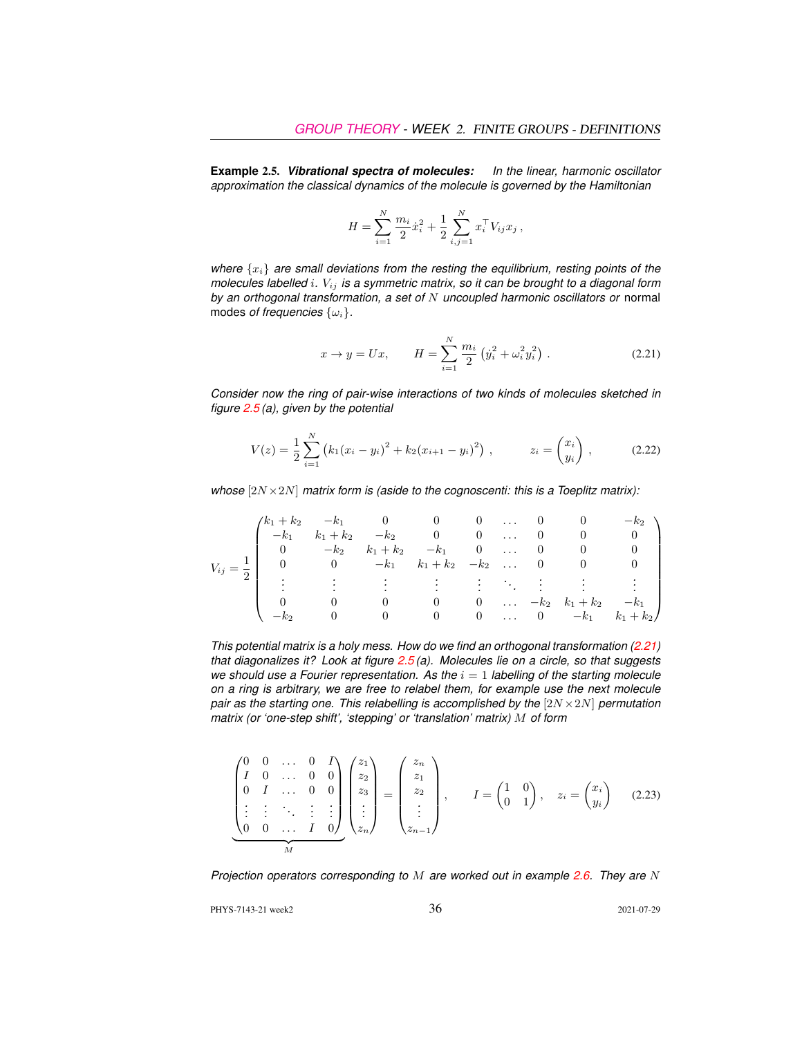**Example 2.5.** ***Vibrational spectra of molecules:*** *In the linear, harmonic oscillator approximation the classical dynamics of the molecule is governed by the Hamiltonian*

$$H = \sum_{i=1}^{N} \frac{m_i}{2}\dot{x}_i^2 + \frac{1}{2}\sum_{i,j=1}^{N} x_i^\top V_{ij} x_j \,,$$

*where $\{x_i\}$ are small deviations from the resting the equilibrium, resting points of the molecules labelled $i$. $V_{ij}$ is a symmetric matrix, so it can be brought to a diagonal form by an orthogonal transformation, a set of $N$ uncoupled harmonic oscillators or* normal modes *of frequencies $\{\omega_i\}$.*

$$x \to y = Ux, \qquad H = \sum_{i=1}^{N} \frac{m_i}{2}\left(\dot{y}_i^2 + \omega_i^2 y_i^2\right) \,. \tag{2.21}$$

*Consider now the ring of pair-wise interactions of two kinds of molecules sketched in figure 2.5 (a), given by the potential*

$$V(z) = \frac{1}{2}\sum_{i=1}^{N}\left(k_1(x_i - y_i)^2 + k_2(x_{i+1} - y_i)^2\right) \,, \qquad z_i = \begin{pmatrix} x_i \\ y_i \end{pmatrix} \,, \tag{2.22}$$

*whose $[2N\times 2N]$ matrix form is (aside to the cognoscenti: this is a Toeplitz matrix):*

$$V_{ij} = \frac{1}{2}\begin{pmatrix}
k_1+k_2 & -k_1 & 0 & 0 & 0 & \dots & 0 & 0 & -k_2 \\
-k_1 & k_1+k_2 & -k_2 & 0 & 0 & \dots & 0 & 0 & 0 \\
0 & -k_2 & k_1+k_2 & -k_1 & 0 & \dots & 0 & 0 & 0 \\
0 & 0 & -k_1 & k_1+k_2 & -k_2 & \dots & 0 & 0 & 0 \\
\vdots & \vdots & \vdots & \vdots & \vdots & \ddots & \vdots & \vdots & \vdots \\
0 & 0 & 0 & 0 & 0 & \dots & -k_2 & k_1+k_2 & -k_1 \\
-k_2 & 0 & 0 & 0 & 0 & \dots & 0 & -k_1 & k_1+k_2
\end{pmatrix}$$

*This potential matrix is a holy mess. How do we find an orthogonal transformation (2.21) that diagonalizes it? Look at figure 2.5 (a). Molecules lie on a circle, so that suggests we should use a Fourier representation. As the $i = 1$ labelling of the starting molecule on a ring is arbitrary, we are free to relabel them, for example use the next molecule pair as the starting one. This relabelling is accomplished by the $[2N\times 2N]$ permutation matrix (or 'one-step shift', 'stepping' or 'translation' matrix) $M$ of form*

$$\underbrace{\begin{pmatrix}
0 & 0 & \dots & 0 & I \\
I & 0 & \dots & 0 & 0 \\
0 & I & \dots & 0 & 0 \\
\vdots & \vdots & \ddots & \vdots & \vdots \\
0 & 0 & \dots & I & 0
\end{pmatrix}}_{M}
\begin{pmatrix} z_1 \\ z_2 \\ z_3 \\ \vdots \\ z_n \end{pmatrix}
=
\begin{pmatrix} z_n \\ z_1 \\ z_2 \\ \vdots \\ z_{n-1} \end{pmatrix} , \qquad
I = \begin{pmatrix} 1 & 0 \\ 0 & 1 \end{pmatrix}, \quad z_i = \begin{pmatrix} x_i \\ y_i \end{pmatrix} \tag{2.23}$$

*Projection operators corresponding to $M$ are worked out in example 2.6. They are $N$*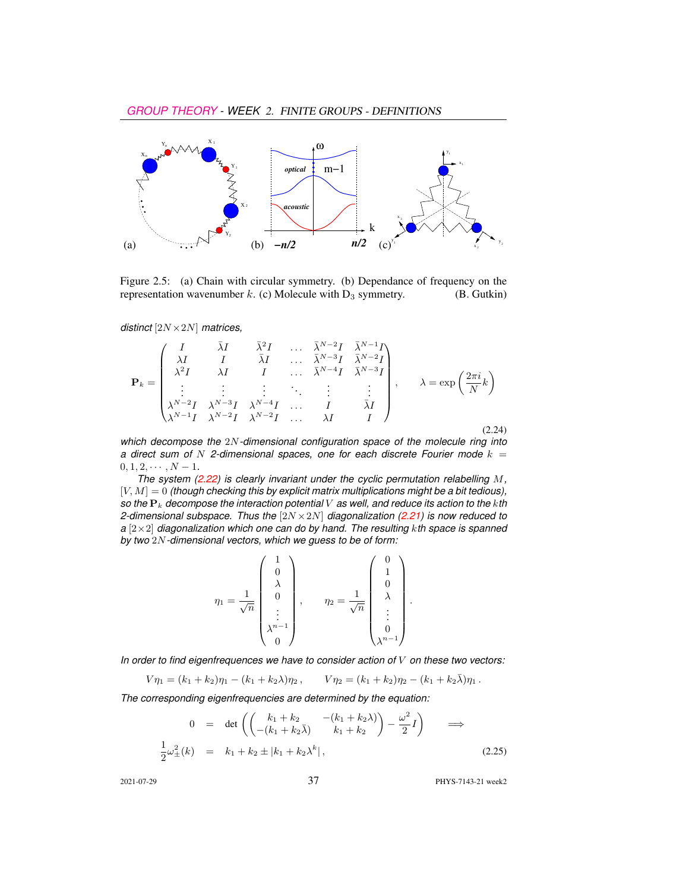Figure 2.5: (a) Chain with circular symmetry. (b) Dependance of frequency on the representation wavenumber $k$. (c) Molecule with $D_3$ symmetry. (B. Gutkin)

*distinct $[2N \times 2N]$ matrices,*

$$
\mathbf{P}_k = \begin{pmatrix}
I & \bar{\lambda}I & \bar{\lambda}^2 I & \dots & \bar{\lambda}^{N-2}I & \bar{\lambda}^{N-1}I \\
\lambda I & I & \bar{\lambda}I & \dots & \bar{\lambda}^{N-3}I & \bar{\lambda}^{N-2}I \\
\lambda^2 I & \lambda I & I & \dots & \bar{\lambda}^{N-4}I & \bar{\lambda}^{N-3}I \\
\vdots & \vdots & \vdots & \ddots & \vdots & \vdots \\
\lambda^{N-2}I & \lambda^{N-3}I & \lambda^{N-4}I & \dots & I & \bar{\lambda}I \\
\lambda^{N-1}I & \lambda^{N-2}I & \lambda^{N-2}I & \dots & \lambda I & I
\end{pmatrix}, \qquad \lambda = \exp\left(\frac{2\pi i}{N}k\right) \tag{2.24}
$$

*which decompose the $2N$-dimensional configuration space of the molecule ring into a direct sum of $N$ 2-dimensional spaces, one for each discrete Fourier mode $k = 0, 1, 2, \cdots, N-1$.*

*The system (2.22) is clearly invariant under the cyclic permutation relabelling $M$, $[V, M] = 0$ (though checking this by explicit matrix multiplications might be a bit tedious), so the $\mathbf{P}_k$ decompose the interaction potential $V$ as well, and reduce its action to the $k$th 2-dimensional subspace. Thus the $[2N \times 2N]$ diagonalization (2.21) is now reduced to a $[2 \times 2]$ diagonalization which one can do by hand. The resulting $k$th space is spanned by two $2N$-dimensional vectors, which we guess to be of form:*

$$
\eta_1 = \frac{1}{\sqrt{n}} \begin{pmatrix} 1 \\ 0 \\ \lambda \\ 0 \\ \vdots \\ \lambda^{n-1} \\ 0 \end{pmatrix}, \qquad \eta_2 = \frac{1}{\sqrt{n}} \begin{pmatrix} 0 \\ 1 \\ 0 \\ \lambda \\ \vdots \\ 0 \\ \lambda^{n-1} \end{pmatrix}.
$$

*In order to find eigenfrequences we have to consider action of $V$ on these two vectors:*

$$
V\eta_1 = (k_1 + k_2)\eta_1 - (k_1 + k_2\lambda)\eta_2 , \qquad V\eta_2 = (k_1 + k_2)\eta_2 - (k_1 + k_2\bar{\lambda})\eta_1 .
$$

*The corresponding eigenfrequencies are determined by the equation:*

$$
\begin{aligned}
0 &= \det\left( \begin{pmatrix} k_1 + k_2 & -(k_1 + k_2\lambda) \\ -(k_1 + k_2\bar{\lambda}) & k_1 + k_2 \end{pmatrix} - \frac{\omega^2}{2} I \right) \qquad \Longrightarrow \\
\frac{1}{2}\omega_{\pm}^2(k) &= k_1 + k_2 \pm |k_1 + k_2\lambda^k| ,
\end{aligned} \tag{2.25}
$$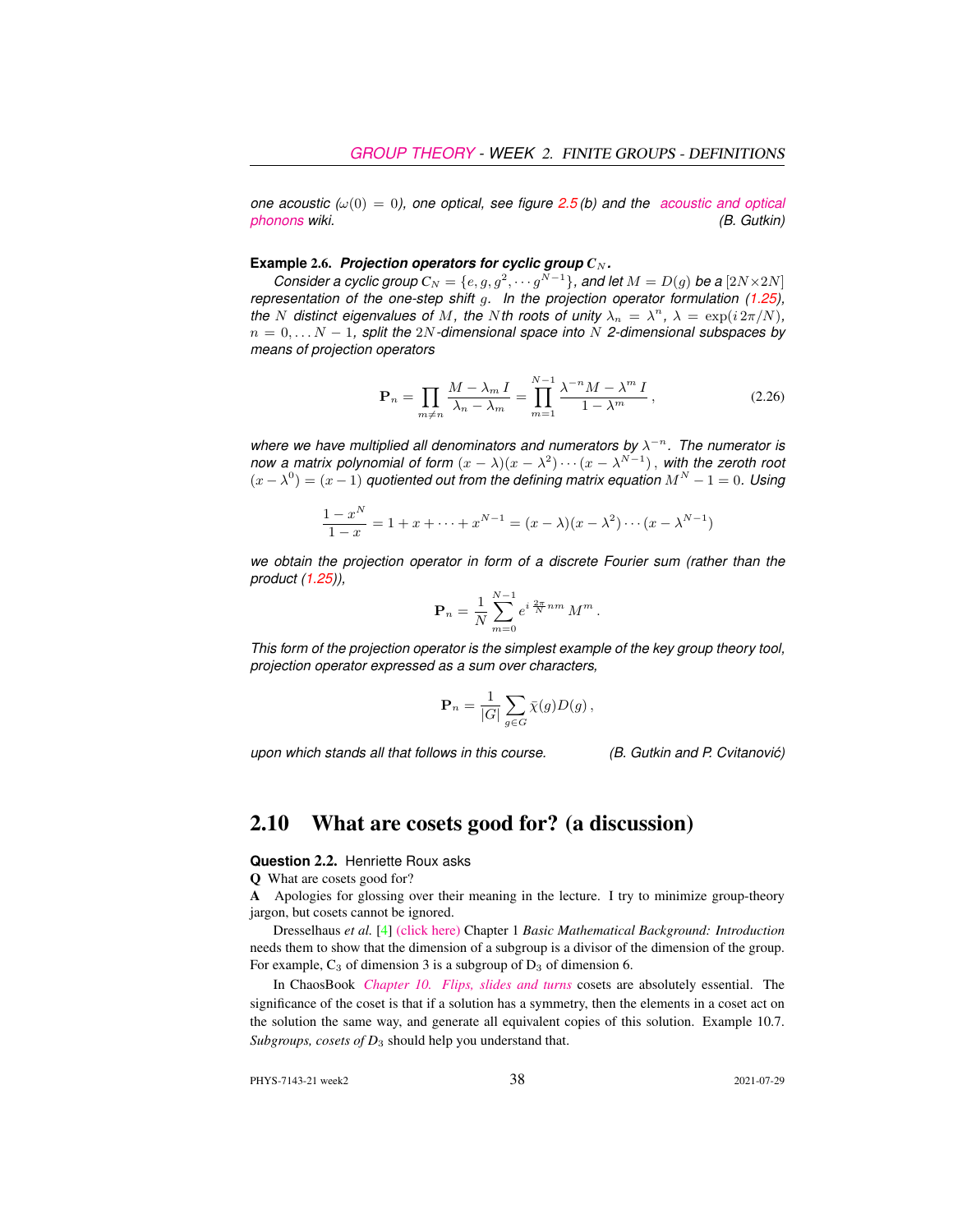*one acoustic ($\omega(0) = 0$), one optical, see figure 2.5 (b) and the acoustic and optical phonons wiki.* *(B. Gutkin)*

**Example 2.6.** ***Projection operators for cyclic group $C_N$.***

*Consider a cyclic group $C_N = \{e, g, g^2, \cdots g^{N-1}\}$, and let $M = D(g)$ be a $[2N \times 2N]$ representation of the one-step shift $g$. In the projection operator formulation (1.25), the $N$ distinct eigenvalues of $M$, the $N$th roots of unity $\lambda_n = \lambda^n$, $\lambda = \exp(i\,2\pi/N)$, $n = 0, \ldots N-1$, split the $2N$-dimensional space into $N$ 2-dimensional subspaces by means of projection operators*

$$\mathbf{P}_n = \prod_{m \neq n} \frac{M - \lambda_m I}{\lambda_n - \lambda_m} = \prod_{m=1}^{N-1} \frac{\lambda^{-n} M - \lambda^m I}{1 - \lambda^m}\,, \tag{2.26}$$

*where we have multiplied all denominators and numerators by $\lambda^{-n}$. The numerator is now a matrix polynomial of form $(x-\lambda)(x-\lambda^2)\cdots(x-\lambda^{N-1})$, with the zeroth root $(x-\lambda^0) = (x-1)$ quotiented out from the defining matrix equation $M^N - 1 = 0$. Using*

$$\frac{1 - x^N}{1 - x} = 1 + x + \cdots + x^{N-1} = (x-\lambda)(x-\lambda^2)\cdots(x-\lambda^{N-1})$$

*we obtain the projection operator in form of a discrete Fourier sum (rather than the product (1.25)),*

$$\mathbf{P}_n = \frac{1}{N} \sum_{m=0}^{N-1} e^{i\,\frac{2\pi}{N} nm}\, M^m\,.$$

*This form of the projection operator is the simplest example of the key group theory tool, projection operator expressed as a sum over characters,*

$$\mathbf{P}_n = \frac{1}{|G|} \sum_{g \in G} \bar{\chi}(g) D(g)\,,$$

*upon which stands all that follows in this course.* *(B. Gutkin and P. Cvitanović)*

## 2.10 What are cosets good for? (a discussion)

**Question 2.2.** Henriette Roux asks

**Q** What are cosets good for?

**A** Apologies for glossing over their meaning in the lecture. I try to minimize group-theory jargon, but cosets cannot be ignored.

Dresselhaus *et al.* [4] (click here) Chapter 1 *Basic Mathematical Background: Introduction* needs them to show that the dimension of a subgroup is a divisor of the dimension of the group. For example, $C_3$ of dimension 3 is a subgroup of $D_3$ of dimension 6.

In ChaosBook *Chapter 10. Flips, slides and turns* cosets are absolutely essential. The significance of the coset is that if a solution has a symmetry, then the elements in a coset act on the solution the same way, and generate all equivalent copies of this solution. Example 10.7. *Subgroups, cosets of $D_3$* should help you understand that.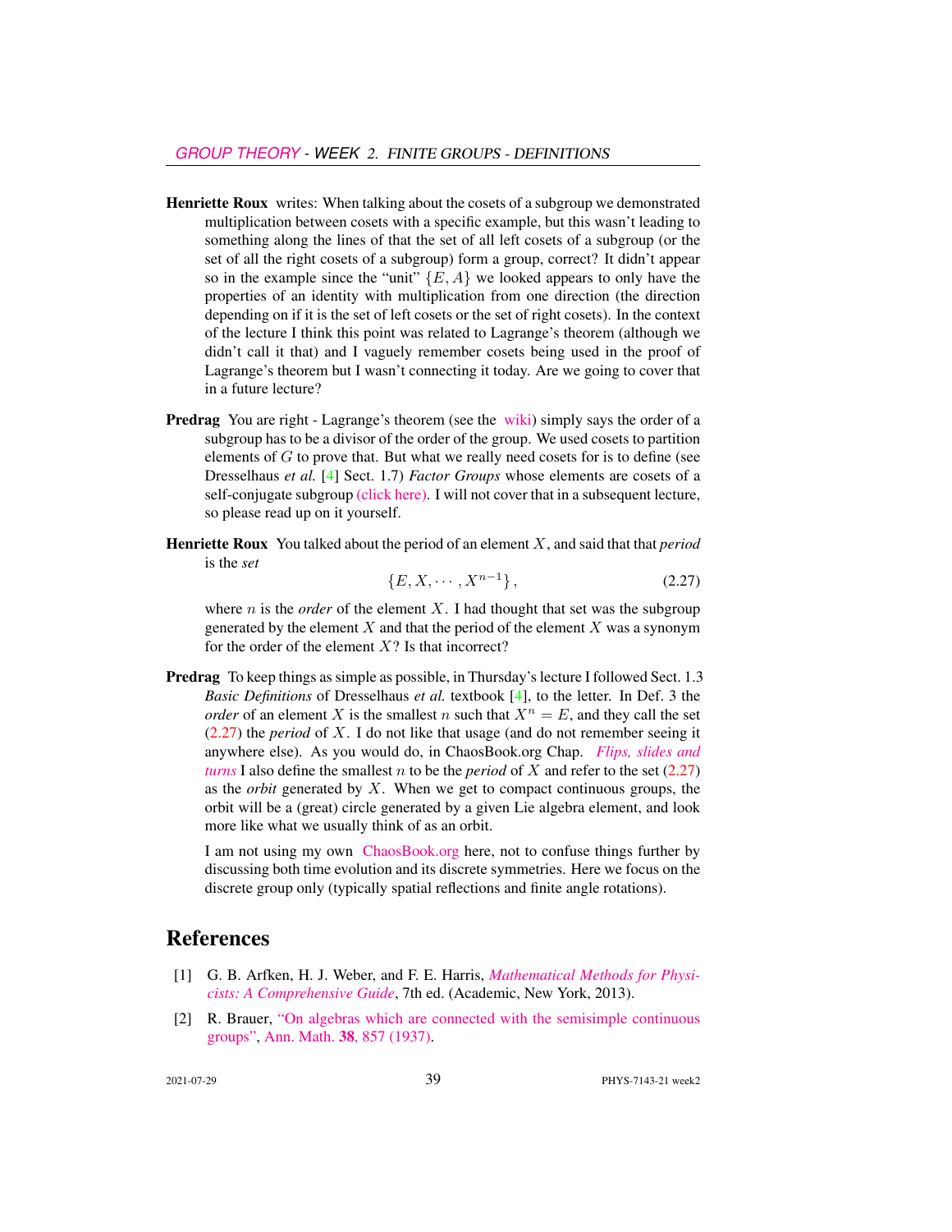**Henriette Roux** writes: When talking about the cosets of a subgroup we demonstrated multiplication between cosets with a specific example, but this wasn't leading to something along the lines of that the set of all left cosets of a subgroup (or the set of all the right cosets of a subgroup) form a group, correct? It didn't appear so in the example since the "unit" $\{E, A\}$ we looked appears to only have the properties of an identity with multiplication from one direction (the direction depending on if it is the set of left cosets or the set of right cosets). In the context of the lecture I think this point was related to Lagrange's theorem (although we didn't call it that) and I vaguely remember cosets being used in the proof of Lagrange's theorem but I wasn't connecting it today. Are we going to cover that in a future lecture?

**Predrag** You are right - Lagrange's theorem (see the wiki) simply says the order of a subgroup has to be a divisor of the order of the group. We used cosets to partition elements of $G$ to prove that. But what we really need cosets for is to define (see Dresselhaus *et al.* [4] Sect. 1.7) *Factor Groups* whose elements are cosets of a self-conjugate subgroup (click here). I will not cover that in a subsequent lecture, so please read up on it yourself.

**Henriette Roux** You talked about the period of an element $X$, and said that that *period* is the *set*

$$\{E, X, \cdots, X^{n-1}\}, \tag{2.27}$$

where $n$ is the *order* of the element $X$. I had thought that set was the subgroup generated by the element $X$ and that the period of the element $X$ was a synonym for the order of the element $X$? Is that incorrect?

**Predrag** To keep things as simple as possible, in Thursday's lecture I followed Sect. 1.3 *Basic Definitions* of Dresselhaus *et al.* textbook [4], to the letter. In Def. 3 the *order* of an element $X$ is the smallest $n$ such that $X^n = E$, and they call the set (2.27) the *period* of $X$. I do not like that usage (and do not remember seeing it anywhere else). As you would do, in ChaosBook.org Chap. *Flips, slides and turns* I also define the smallest $n$ to be the *period* of $X$ and refer to the set (2.27) as the *orbit* generated by $X$. When we get to compact continuous groups, the orbit will be a (great) circle generated by a given Lie algebra element, and look more like what we usually think of as an orbit.

I am not using my own ChaosBook.org here, not to confuse things further by discussing both time evolution and its discrete symmetries. Here we focus on the discrete group only (typically spatial reflections and finite angle rotations).

## References

[1] G. B. Arfken, H. J. Weber, and F. E. Harris, *Mathematical Methods for Physicists: A Comprehensive Guide*, 7th ed. (Academic, New York, 2013).

[2] R. Brauer, "On algebras which are connected with the semisimple continuous groups", Ann. Math. **38**, 857 (1937).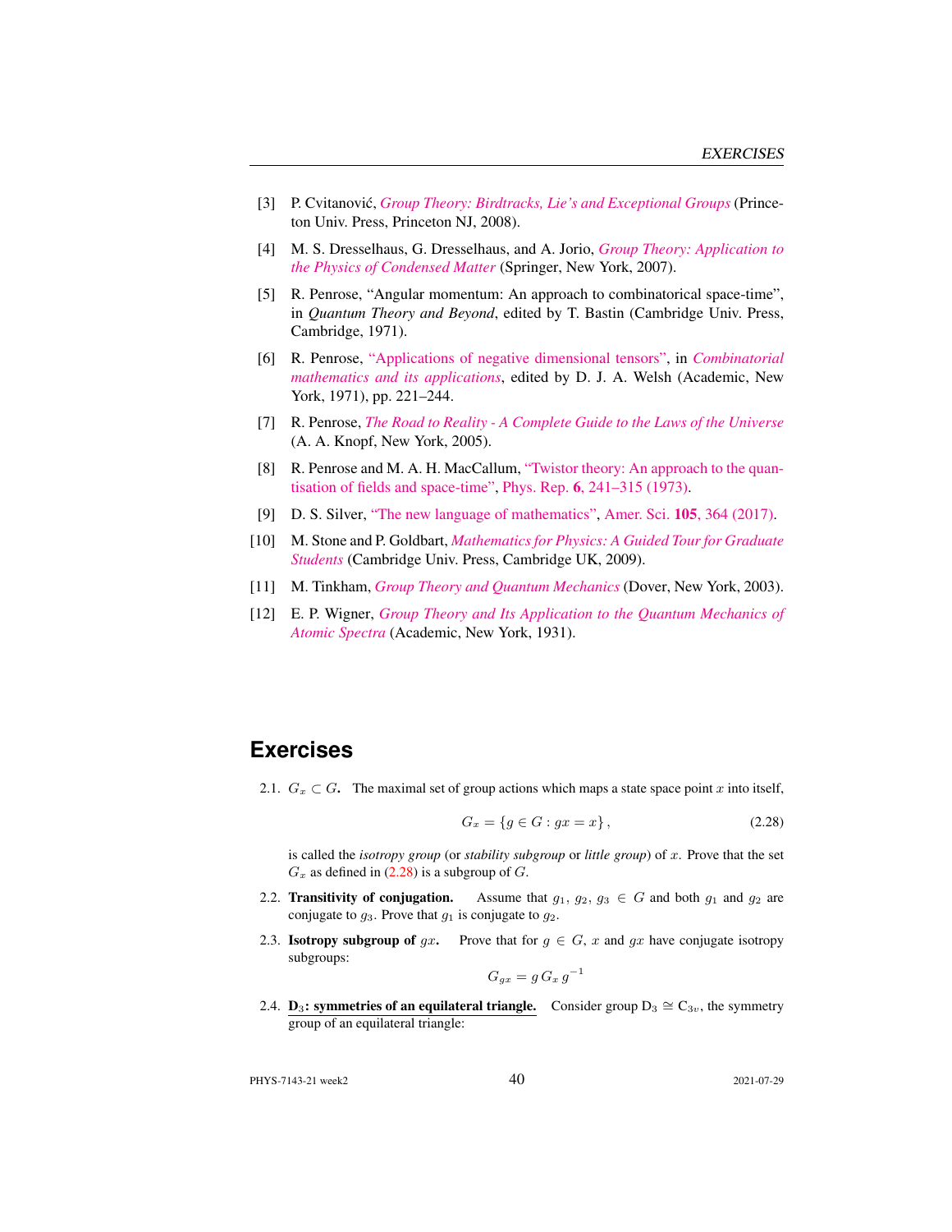[3] P. Cvitanović, *Group Theory: Birdtracks, Lie's and Exceptional Groups* (Princeton Univ. Press, Princeton NJ, 2008).

[4] M. S. Dresselhaus, G. Dresselhaus, and A. Jorio, *Group Theory: Application to the Physics of Condensed Matter* (Springer, New York, 2007).

[5] R. Penrose, "Angular momentum: An approach to combinatorical space-time", in *Quantum Theory and Beyond*, edited by T. Bastin (Cambridge Univ. Press, Cambridge, 1971).

[6] R. Penrose, "Applications of negative dimensional tensors", in *Combinatorial mathematics and its applications*, edited by D. J. A. Welsh (Academic, New York, 1971), pp. 221–244.

[7] R. Penrose, *The Road to Reality - A Complete Guide to the Laws of the Universe* (A. A. Knopf, New York, 2005).

[8] R. Penrose and M. A. H. MacCallum, "Twistor theory: An approach to the quantisation of fields and space-time", Phys. Rep. **6**, 241–315 (1973).

[9] D. S. Silver, "The new language of mathematics", Amer. Sci. **105**, 364 (2017).

[10] M. Stone and P. Goldbart, *Mathematics for Physics: A Guided Tour for Graduate Students* (Cambridge Univ. Press, Cambridge UK, 2009).

[11] M. Tinkham, *Group Theory and Quantum Mechanics* (Dover, New York, 2003).

[12] E. P. Wigner, *Group Theory and Its Application to the Quantum Mechanics of Atomic Spectra* (Academic, New York, 1931).

## Exercises

2.1. $G_x \subset G$. The maximal set of group actions which maps a state space point $x$ into itself,

$$G_x = \{g \in G : gx = x\}\,, \tag{2.28}$$

is called the *isotropy group* (or *stability subgroup* or *little group*) of $x$. Prove that the set $G_x$ as defined in (2.28) is a subgroup of $G$.

2.2. **Transitivity of conjugation.** Assume that $g_1,\, g_2,\, g_3 \in G$ and both $g_1$ and $g_2$ are conjugate to $g_3$. Prove that $g_1$ is conjugate to $g_2$.

2.3. **Isotropy subgroup of** $gx$**.** Prove that for $g \in G$, $x$ and $gx$ have conjugate isotropy subgroups:

$$G_{gx} = g\, G_x\, g^{-1}$$

2.4. **$D_3$: symmetries of an equilateral triangle.** Consider group $D_3 \cong C_{3v}$, the symmetry group of an equilateral triangle: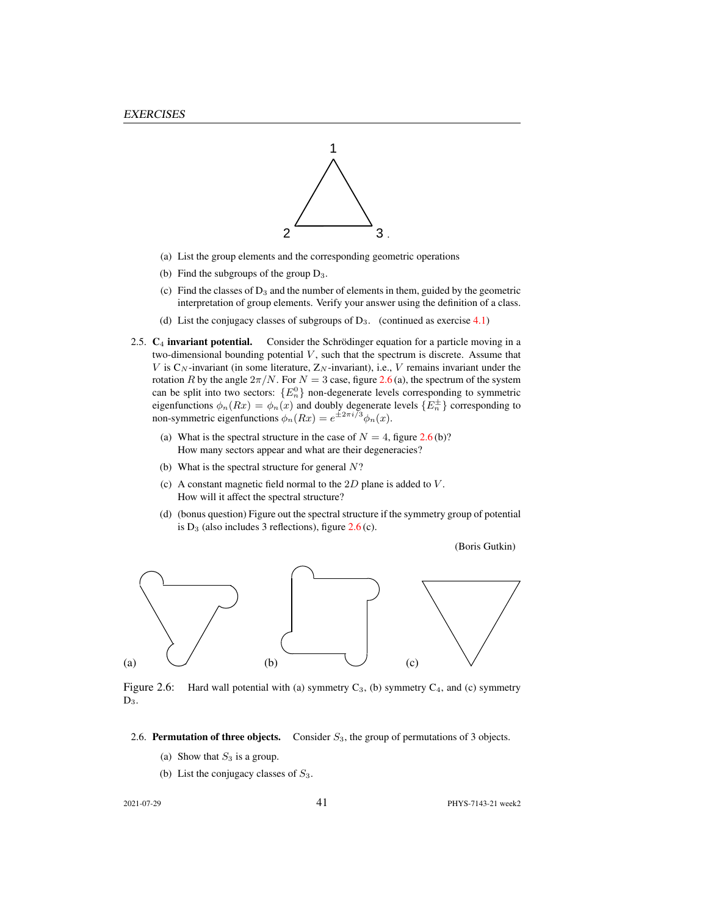(a) List the group elements and the corresponding geometric operations

(b) Find the subgroups of the group $D_3$.

(c) Find the classes of $D_3$ and the number of elements in them, guided by the geometric interpretation of group elements. Verify your answer using the definition of a class.

(d) List the conjugacy classes of subgroups of $D_3$. (continued as exercise 4.1)

2.5. **$C_4$ invariant potential.** Consider the Schrödinger equation for a particle moving in a two-dimensional bounding potential $V$, such that the spectrum is discrete. Assume that $V$ is $C_N$-invariant (in some literature, $Z_N$-invariant), i.e., $V$ remains invariant under the rotation $R$ by the angle $2\pi/N$. For $N = 3$ case, figure 2.6 (a), the spectrum of the system can be split into two sectors: $\{E_n^0\}$ non-degenerate levels corresponding to symmetric eigenfunctions $\phi_n(Rx) = \phi_n(x)$ and doubly degenerate levels $\{E_n^{\pm}\}$ corresponding to non-symmetric eigenfunctions $\phi_n(Rx) = e^{\pm 2\pi i/3}\phi_n(x)$.

(a) What is the spectral structure in the case of $N = 4$, figure 2.6 (b)?
How many sectors appear and what are their degeneracies?

(b) What is the spectral structure for general $N$?

(c) A constant magnetic field normal to the $2D$ plane is added to $V$.
How will it affect the spectral structure?

(d) (bonus question) Figure out the spectral structure if the symmetry group of potential is $D_3$ (also includes 3 reflections), figure 2.6 (c).

(Boris Gutkin)

Figure 2.6: Hard wall potential with (a) symmetry $C_3$, (b) symmetry $C_4$, and (c) symmetry $D_3$.

2.6. **Permutation of three objects.** Consider $S_3$, the group of permutations of 3 objects.

(a) Show that $S_3$ is a group.

(b) List the conjugacy classes of $S_3$.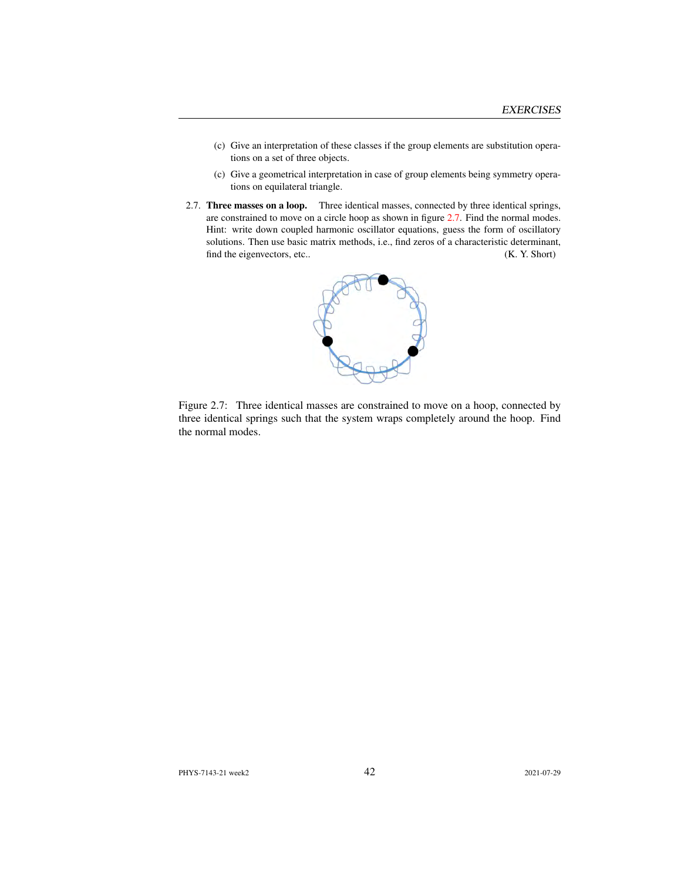(c) Give an interpretation of these classes if the group elements are substitution operations on a set of three objects.

(c) Give a geometrical interpretation in case of group elements being symmetry operations on equilateral triangle.

2.7. **Three masses on a loop.** Three identical masses, connected by three identical springs, are constrained to move on a circle hoop as shown in figure 2.7. Find the normal modes. Hint: write down coupled harmonic oscillator equations, guess the form of oscillatory solutions. Then use basic matrix methods, i.e., find zeros of a characteristic determinant, find the eigenvectors, etc.. (K. Y. Short)

Figure 2.7: Three identical masses are constrained to move on a hoop, connected by three identical springs such that the system wraps completely around the hoop. Find the normal modes.